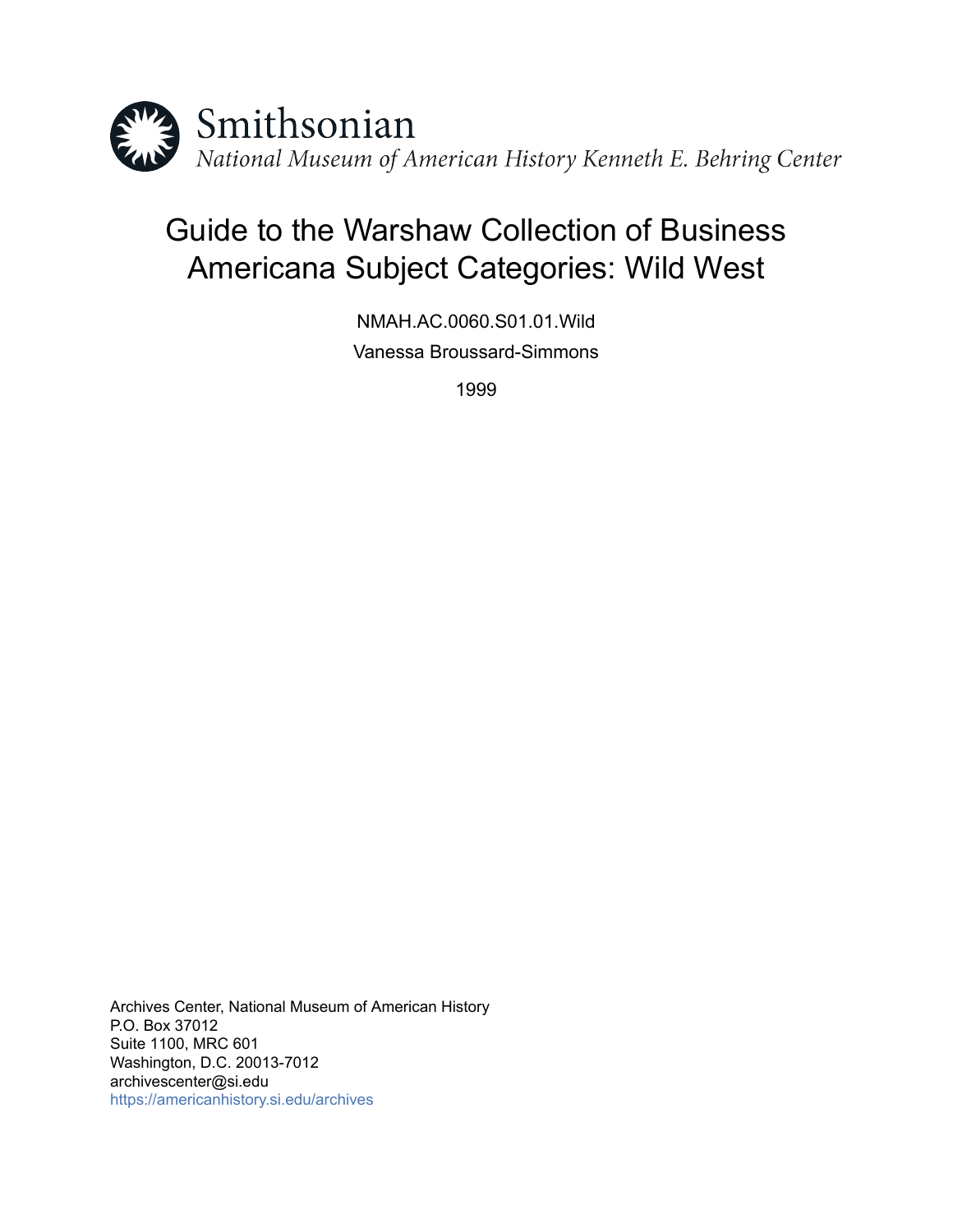Smithsonian

*National Museum of American History Kenneth E. Behring Center*

# Guide to the Warshaw Collection of Business Americana Subject Categories: Wild West

NMAH.AC.0060.S01.01.Wild

Vanessa Broussard-Simmons

1999

Archives Center, National Museum of American History
P.O. Box 37012
Suite 1100, MRC 601
Washington, D.C. 20013-7012
archivescenter@si.edu
https://americanhistory.si.edu/archives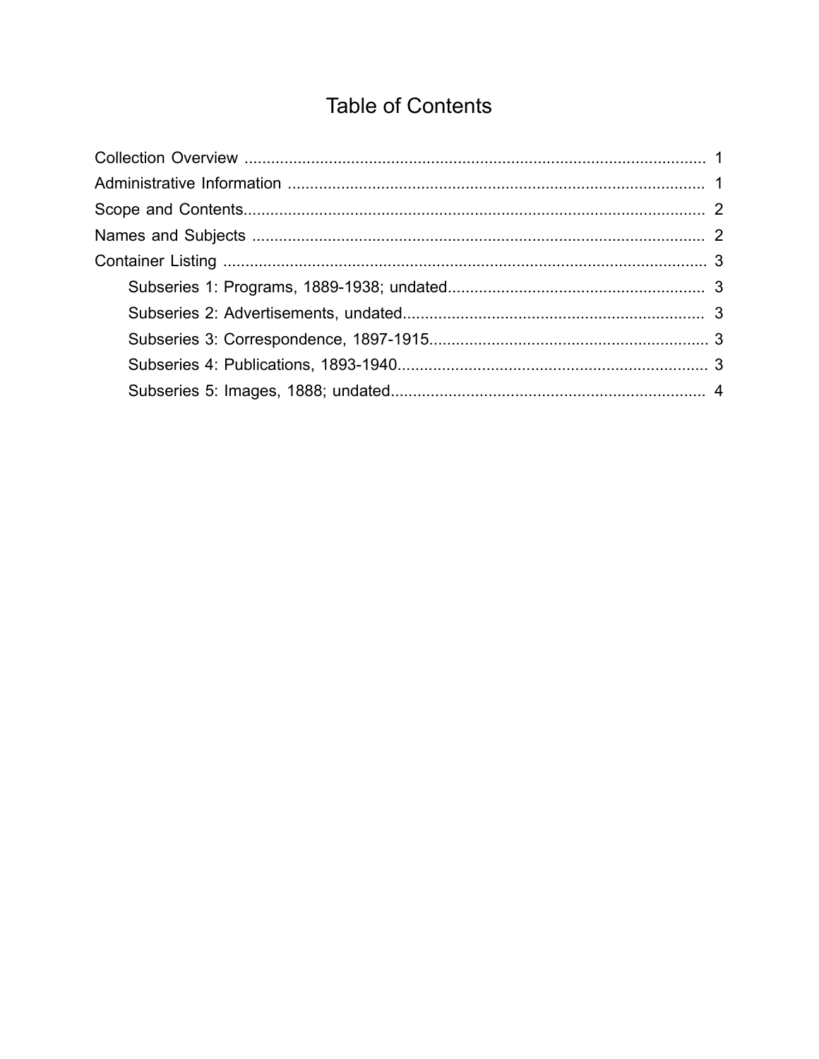# Table of Contents

- Collection Overview ........................................................................................................ 1
- Administrative Information ............................................................................................. 1
- Scope and Contents........................................................................................................ 2
- Names and Subjects ...................................................................................................... 2
- Container Listing ............................................................................................................. 3
  - Subseries 1: Programs, 1889-1938; undated.......................................................... 3
  - Subseries 2: Advertisements, undated.................................................................... 3
  - Subseries 3: Correspondence, 1897-1915............................................................... 3
  - Subseries 4: Publications, 1893-1940...................................................................... 3
  - Subseries 5: Images, 1888; undated........................................................................ 4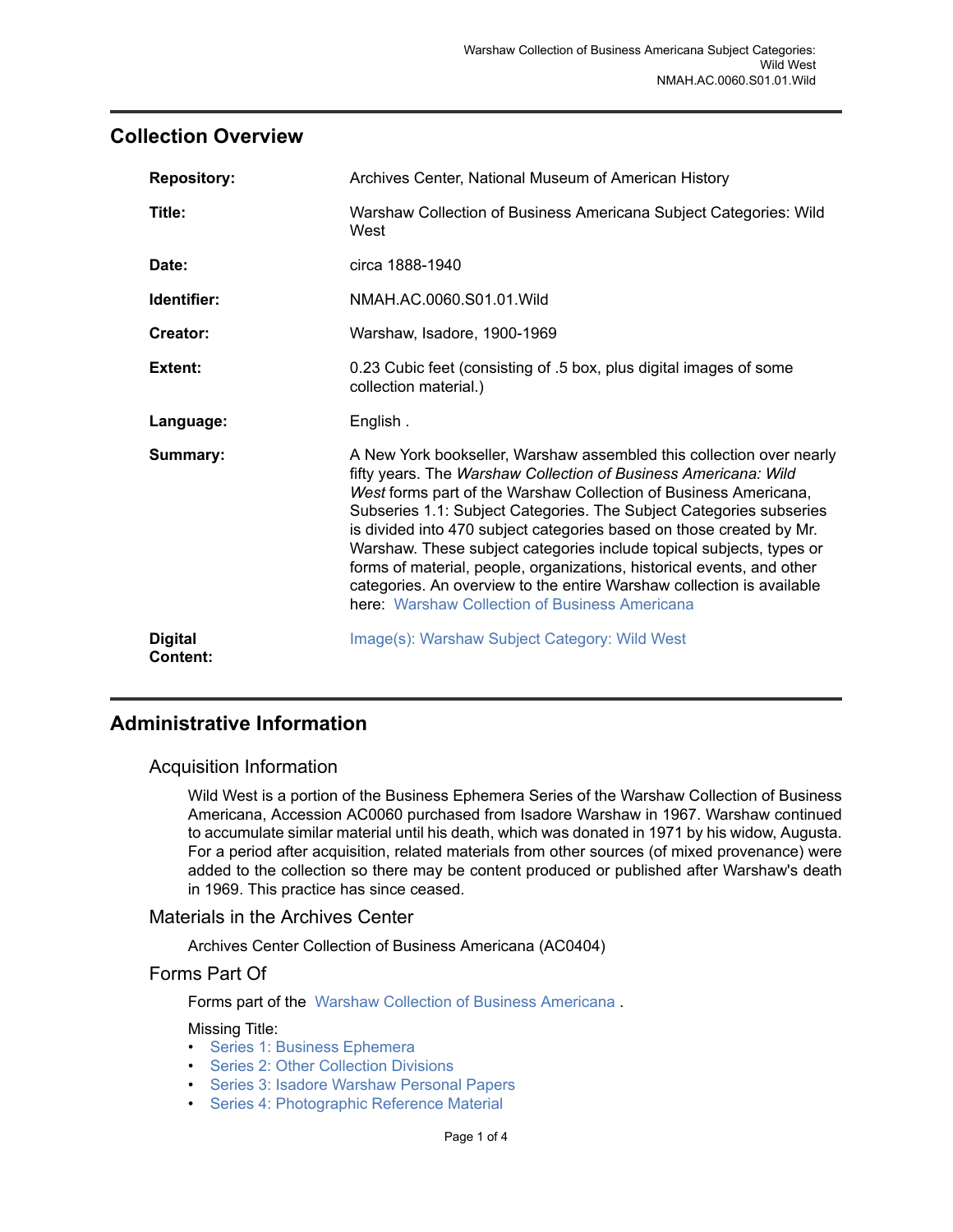## Collection Overview

| | |
|---|---|
| **Repository:** | Archives Center, National Museum of American History |
| **Title:** | Warshaw Collection of Business Americana Subject Categories: Wild West |
| **Date:** | circa 1888-1940 |
| **Identifier:** | NMAH.AC.0060.S01.01.Wild |
| **Creator:** | Warshaw, Isadore, 1900-1969 |
| **Extent:** | 0.23 Cubic feet (consisting of .5 box, plus digital images of some collection material.) |
| **Language:** | English . |
| **Summary:** | A New York bookseller, Warshaw assembled this collection over nearly fifty years. The *Warshaw Collection of Business Americana: Wild West* forms part of the Warshaw Collection of Business Americana, Subseries 1.1: Subject Categories. The Subject Categories subseries is divided into 470 subject categories based on those created by Mr. Warshaw. These subject categories include topical subjects, types or forms of material, people, organizations, historical events, and other categories. An overview to the entire Warshaw collection is available here: Warshaw Collection of Business Americana |
| **Digital Content:** | Image(s): Warshaw Subject Category: Wild West |

## Administrative Information

### Acquisition Information

Wild West is a portion of the Business Ephemera Series of the Warshaw Collection of Business Americana, Accession AC0060 purchased from Isadore Warshaw in 1967. Warshaw continued to accumulate similar material until his death, which was donated in 1971 by his widow, Augusta. For a period after acquisition, related materials from other sources (of mixed provenance) were added to the collection so there may be content produced or published after Warshaw's death in 1969. This practice has since ceased.

### Materials in the Archives Center

Archives Center Collection of Business Americana (AC0404)

### Forms Part Of

Forms part of the Warshaw Collection of Business Americana .

Missing Title:

- Series 1: Business Ephemera
- Series 2: Other Collection Divisions
- Series 3: Isadore Warshaw Personal Papers
- Series 4: Photographic Reference Material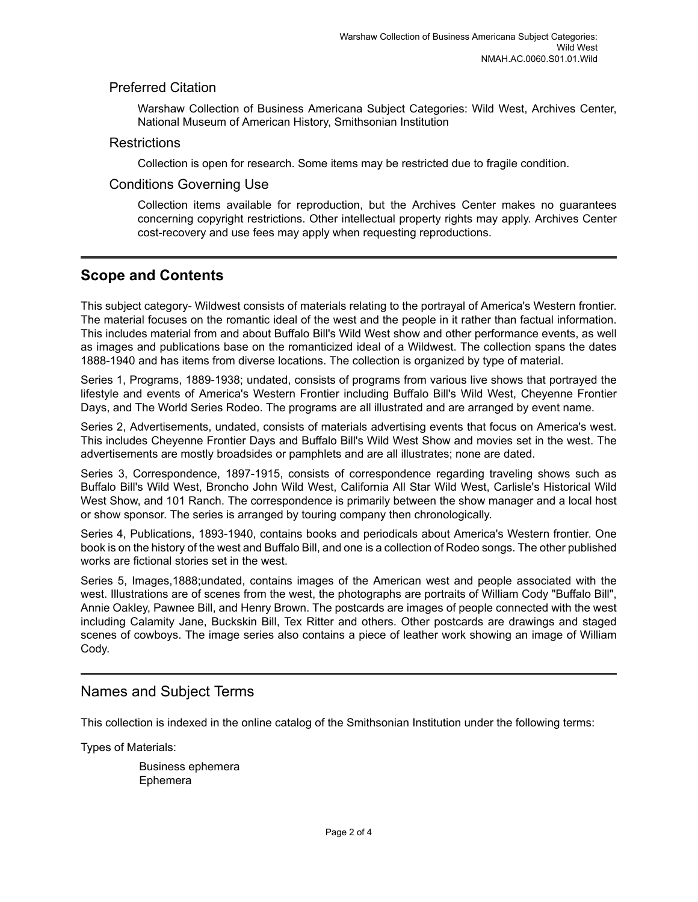## Preferred Citation

Warshaw Collection of Business Americana Subject Categories: Wild West, Archives Center, National Museum of American History, Smithsonian Institution

## Restrictions

Collection is open for research. Some items may be restricted due to fragile condition.

## Conditions Governing Use

Collection items available for reproduction, but the Archives Center makes no guarantees concerning copyright restrictions. Other intellectual property rights may apply. Archives Center cost-recovery and use fees may apply when requesting reproductions.

---

## Scope and Contents

This subject category- Wildwest consists of materials relating to the portrayal of America's Western frontier. The material focuses on the romantic ideal of the west and the people in it rather than factual information. This includes material from and about Buffalo Bill's Wild West show and other performance events, as well as images and publications base on the romanticized ideal of a Wildwest. The collection spans the dates 1888-1940 and has items from diverse locations. The collection is organized by type of material.

Series 1, Programs, 1889-1938; undated, consists of programs from various live shows that portrayed the lifestyle and events of America's Western Frontier including Buffalo Bill's Wild West, Cheyenne Frontier Days, and The World Series Rodeo. The programs are all illustrated and are arranged by event name.

Series 2, Advertisements, undated, consists of materials advertising events that focus on America's west. This includes Cheyenne Frontier Days and Buffalo Bill's Wild West Show and movies set in the west. The advertisements are mostly broadsides or pamphlets and are all illustrates; none are dated.

Series 3, Correspondence, 1897-1915, consists of correspondence regarding traveling shows such as Buffalo Bill's Wild West, Broncho John Wild West, California All Star Wild West, Carlisle's Historical Wild West Show, and 101 Ranch. The correspondence is primarily between the show manager and a local host or show sponsor. The series is arranged by touring company then chronologically.

Series 4, Publications, 1893-1940, contains books and periodicals about America's Western frontier. One book is on the history of the west and Buffalo Bill, and one is a collection of Rodeo songs. The other published works are fictional stories set in the west.

Series 5, Images,1888;undated, contains images of the American west and people associated with the west. Illustrations are of scenes from the west, the photographs are portraits of William Cody "Buffalo Bill", Annie Oakley, Pawnee Bill, and Henry Brown. The postcards are images of people connected with the west including Calamity Jane, Buckskin Bill, Tex Ritter and others. Other postcards are drawings and staged scenes of cowboys. The image series also contains a piece of leather work showing an image of William Cody.

---

## Names and Subject Terms

This collection is indexed in the online catalog of the Smithsonian Institution under the following terms:

Types of Materials:

Business ephemera
Ephemera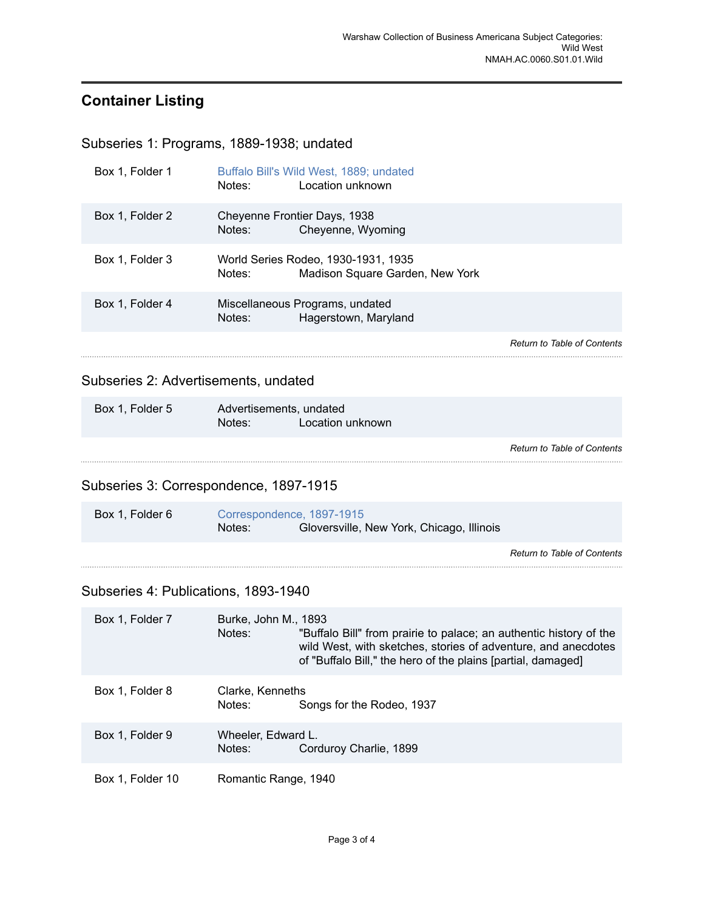## Container Listing

### Subseries 1: Programs, 1889-1938; undated

| Container | Description |
| --- | --- |
| Box 1, Folder 1 | Buffalo Bill's Wild West, 1889; undated<br>Notes: Location unknown |
| Box 1, Folder 2 | Cheyenne Frontier Days, 1938<br>Notes: Cheyenne, Wyoming |
| Box 1, Folder 3 | World Series Rodeo, 1930-1931, 1935<br>Notes: Madison Square Garden, New York |
| Box 1, Folder 4 | Miscellaneous Programs, undated<br>Notes: Hagerstown, Maryland |

*Return to Table of Contents*

### Subseries 2: Advertisements, undated

| Container | Description |
| --- | --- |
| Box 1, Folder 5 | Advertisements, undated<br>Notes: Location unknown |

*Return to Table of Contents*

### Subseries 3: Correspondence, 1897-1915

| Container | Description |
| --- | --- |
| Box 1, Folder 6 | Correspondence, 1897-1915<br>Notes: Gloversville, New York, Chicago, Illinois |

*Return to Table of Contents*

### Subseries 4: Publications, 1893-1940

| Container | Description |
| --- | --- |
| Box 1, Folder 7 | Burke, John M., 1893<br>Notes: "Buffalo Bill" from prairie to palace; an authentic history of the wild West, with sketches, stories of adventure, and anecdotes of "Buffalo Bill," the hero of the plains [partial, damaged] |
| Box 1, Folder 8 | Clarke, Kenneths<br>Notes: Songs for the Rodeo, 1937 |
| Box 1, Folder 9 | Wheeler, Edward L.<br>Notes: Corduroy Charlie, 1899 |
| Box 1, Folder 10 | Romantic Range, 1940 |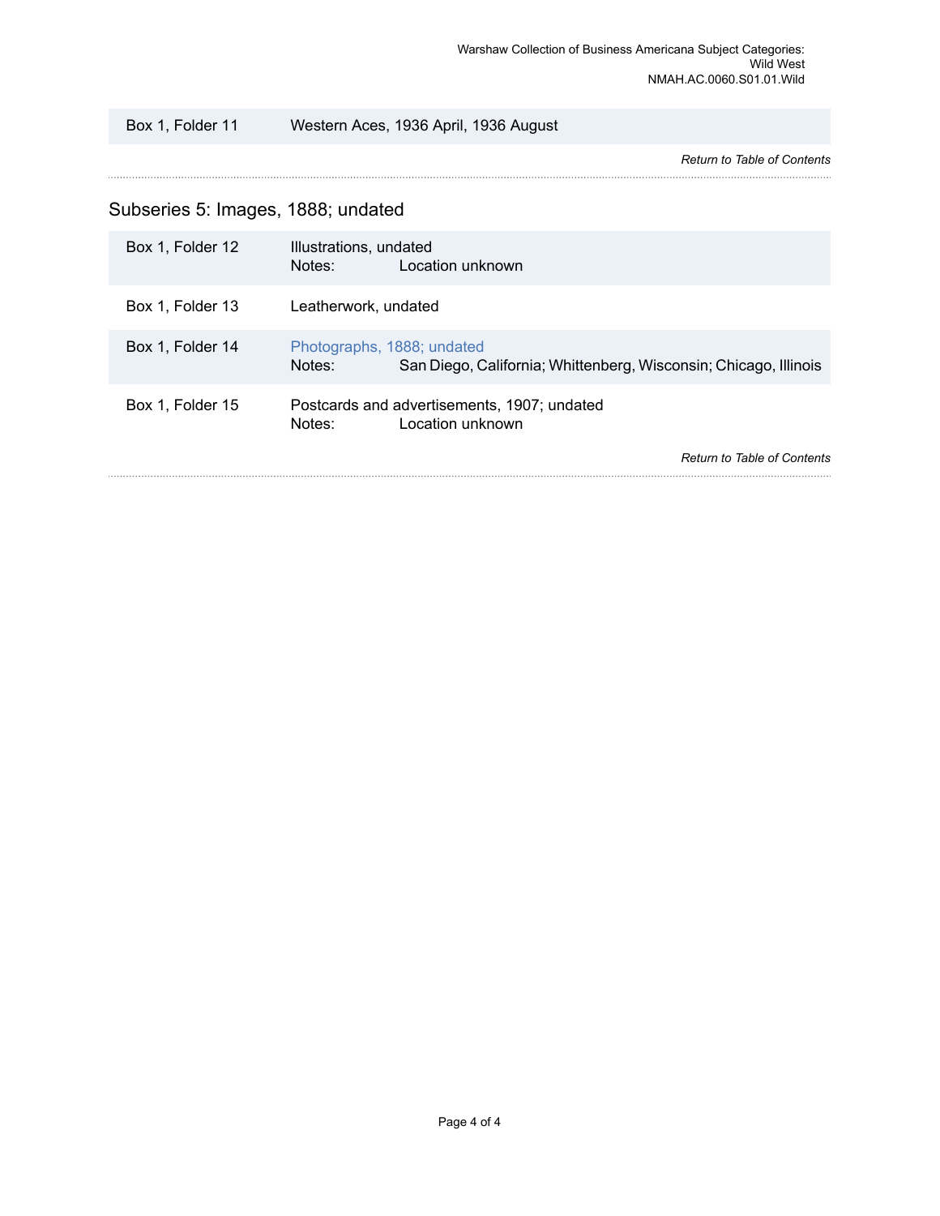| | |
|---|---|
| Box 1, Folder 11 | Western Aces, 1936 April, 1936 August |

*Return to Table of Contents*

## Subseries 5: Images, 1888; undated

| | |
|---|---|
| Box 1, Folder 12 | Illustrations, undated<br>Notes: Location unknown |
| Box 1, Folder 13 | Leatherwork, undated |
| Box 1, Folder 14 | Photographs, 1888; undated<br>Notes: San Diego, California; Whittenberg, Wisconsin; Chicago, Illinois |
| Box 1, Folder 15 | Postcards and advertisements, 1907; undated<br>Notes: Location unknown |

*Return to Table of Contents*